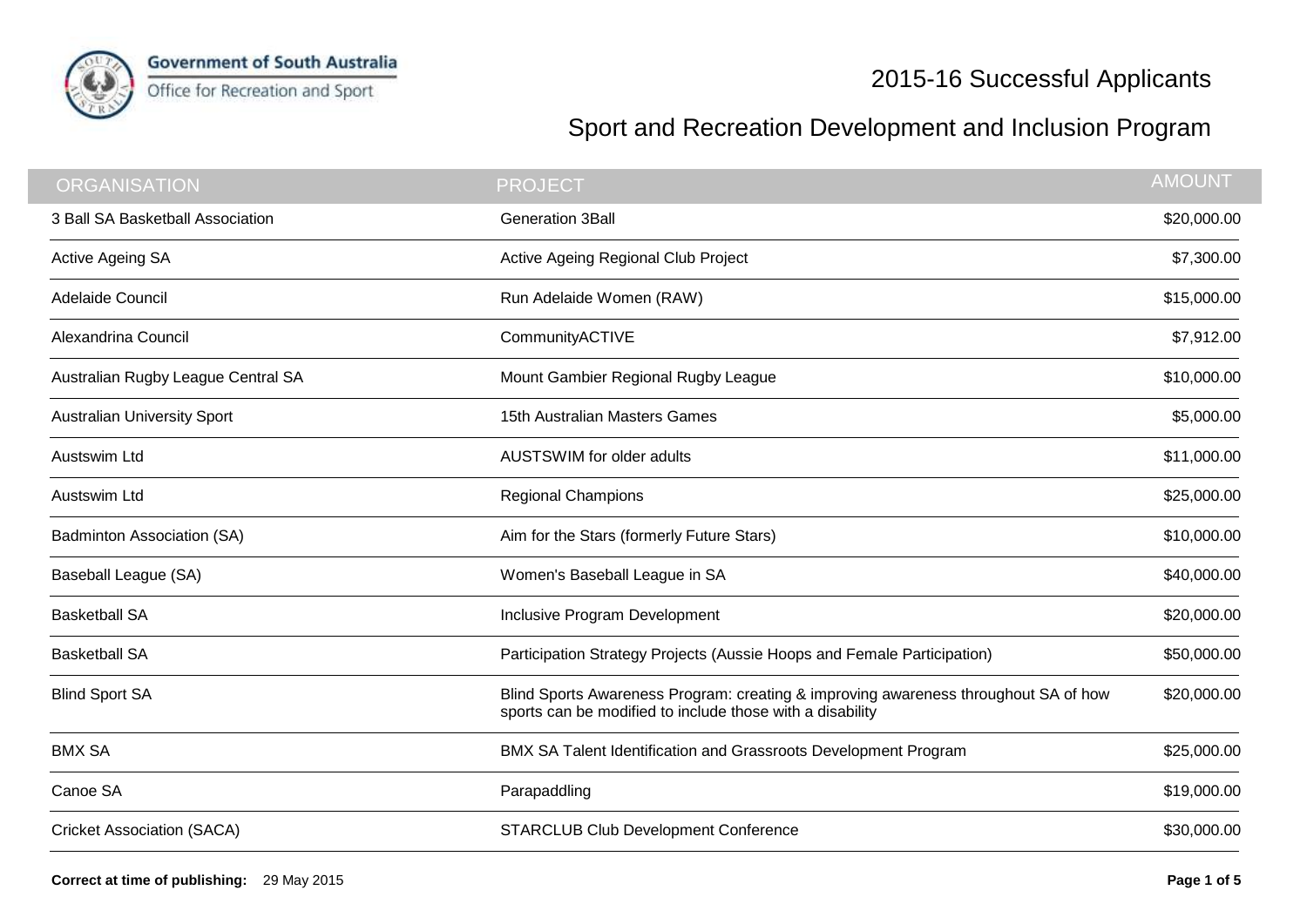Government of South Australia

Office for Recreation and Sport

# 2015-16 Successful Applicants

## Sport and Recreation Development and Inclusion Program

| ORGANISATION | PROJECT | AMOUNT |
|---|---|---|
| 3 Ball SA Basketball Association | Generation 3Ball | $20,000.00 |
| Active Ageing SA | Active Ageing Regional Club Project | $7,300.00 |
| Adelaide Council | Run Adelaide Women (RAW) | $15,000.00 |
| Alexandrina Council | CommunityACTIVE | $7,912.00 |
| Australian Rugby League Central SA | Mount Gambier Regional Rugby League | $10,000.00 |
| Australian University Sport | 15th Australian Masters Games | $5,000.00 |
| Austswim Ltd | AUSTSWIM for older adults | $11,000.00 |
| Austswim Ltd | Regional Champions | $25,000.00 |
| Badminton Association (SA) | Aim for the Stars (formerly Future Stars) | $10,000.00 |
| Baseball League (SA) | Women's Baseball League in SA | $40,000.00 |
| Basketball SA | Inclusive Program Development | $20,000.00 |
| Basketball SA | Participation Strategy Projects (Aussie Hoops and Female Participation) | $50,000.00 |
| Blind Sport SA | Blind Sports Awareness Program: creating & improving awareness throughout SA of how sports can be modified to include those with a disability | $20,000.00 |
| BMX SA | BMX SA Talent Identification and Grassroots Development Program | $25,000.00 |
| Canoe SA | Parapaddling | $19,000.00 |
| Cricket Association (SACA) | STARCLUB Club Development Conference | $30,000.00 |

**Correct at time of publishing:** 29 May 2015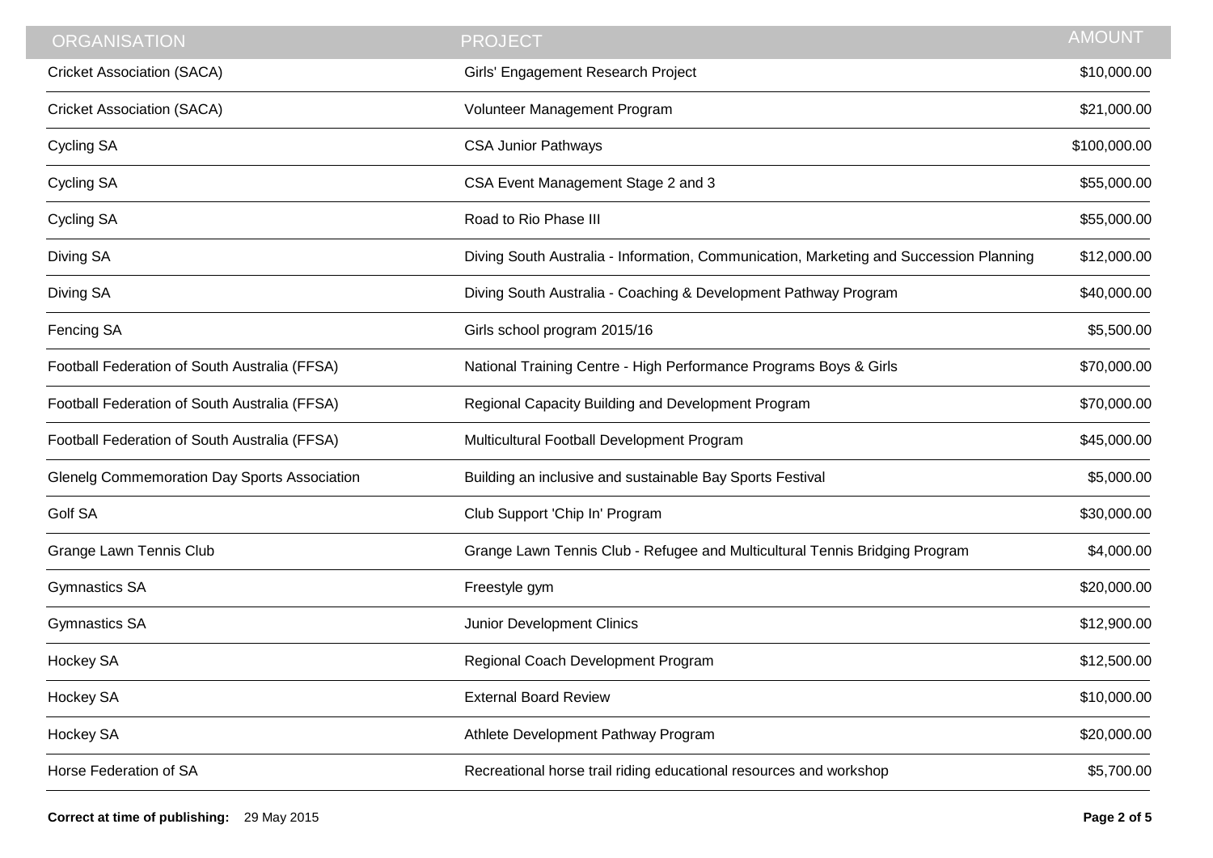| ORGANISATION | PROJECT | AMOUNT |
|---|---|---|
| Cricket Association (SACA) | Girls' Engagement Research Project | $10,000.00 |
| Cricket Association (SACA) | Volunteer Management Program | $21,000.00 |
| Cycling SA | CSA Junior Pathways | $100,000.00 |
| Cycling SA | CSA Event Management Stage 2 and 3 | $55,000.00 |
| Cycling SA | Road to Rio Phase III | $55,000.00 |
| Diving SA | Diving South Australia - Information, Communication, Marketing and Succession Planning | $12,000.00 |
| Diving SA | Diving South Australia - Coaching & Development Pathway Program | $40,000.00 |
| Fencing SA | Girls school program 2015/16 | $5,500.00 |
| Football Federation of South Australia (FFSA) | National Training Centre - High Performance Programs Boys & Girls | $70,000.00 |
| Football Federation of South Australia (FFSA) | Regional Capacity Building and Development Program | $70,000.00 |
| Football Federation of South Australia (FFSA) | Multicultural Football Development Program | $45,000.00 |
| Glenelg Commemoration Day Sports Association | Building an inclusive and sustainable Bay Sports Festival | $5,000.00 |
| Golf SA | Club Support 'Chip In' Program | $30,000.00 |
| Grange Lawn Tennis Club | Grange Lawn Tennis Club - Refugee and Multicultural Tennis Bridging Program | $4,000.00 |
| Gymnastics SA | Freestyle gym | $20,000.00 |
| Gymnastics SA | Junior Development Clinics | $12,900.00 |
| Hockey SA | Regional Coach Development Program | $12,500.00 |
| Hockey SA | External Board Review | $10,000.00 |
| Hockey SA | Athlete Development Pathway Program | $20,000.00 |
| Horse Federation of SA | Recreational horse trail riding educational resources and workshop | $5,700.00 |

**Correct at time of publishing:** 29 May 2015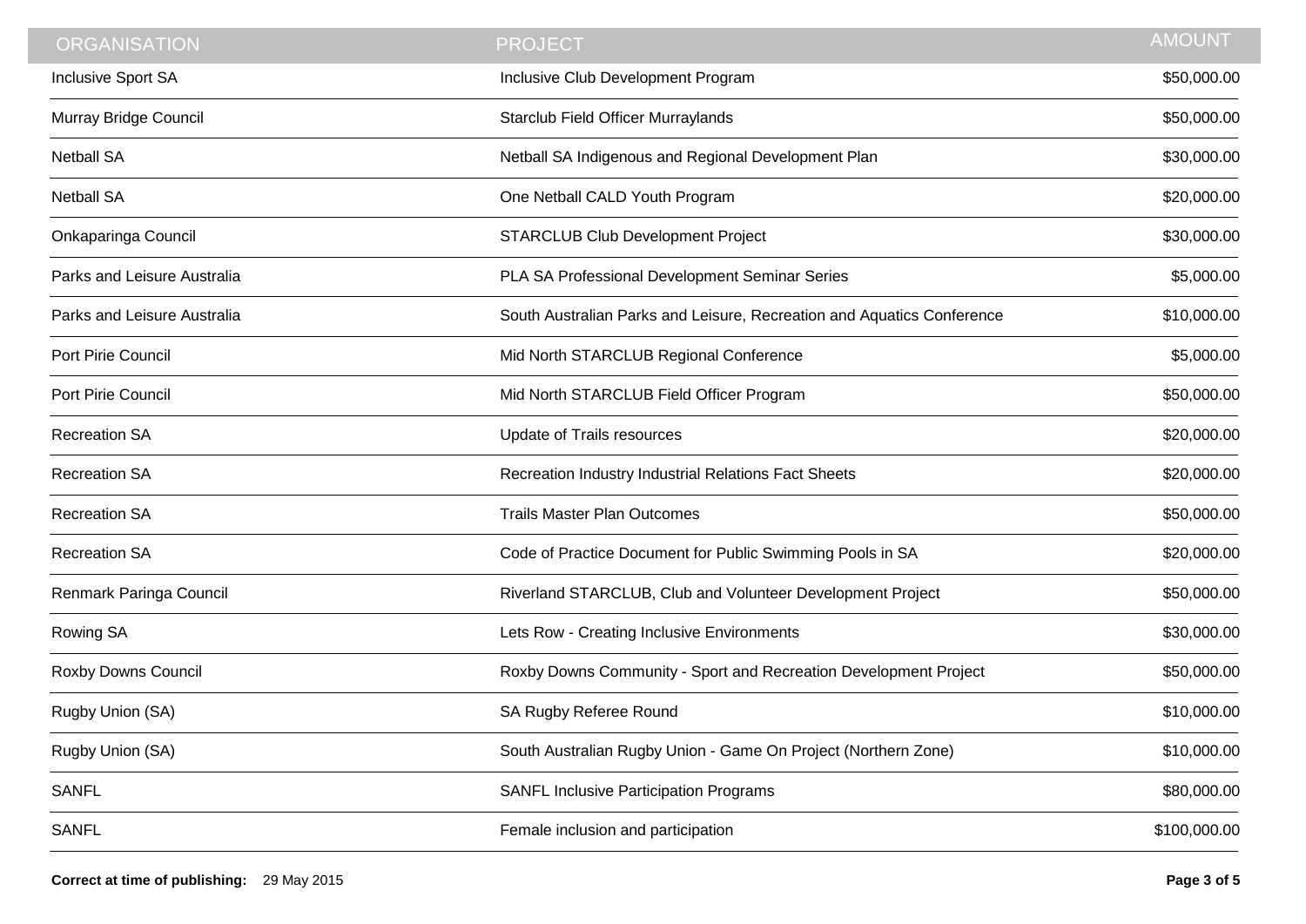| ORGANISATION | PROJECT | AMOUNT |
| --- | --- | --- |
| Inclusive Sport SA | Inclusive Club Development Program | $50,000.00 |
| Murray Bridge Council | Starclub Field Officer Murraylands | $50,000.00 |
| Netball SA | Netball SA Indigenous and Regional Development Plan | $30,000.00 |
| Netball SA | One Netball CALD Youth Program | $20,000.00 |
| Onkaparinga Council | STARCLUB Club Development Project | $30,000.00 |
| Parks and Leisure Australia | PLA SA Professional Development Seminar Series | $5,000.00 |
| Parks and Leisure Australia | South Australian Parks and Leisure, Recreation and Aquatics Conference | $10,000.00 |
| Port Pirie Council | Mid North STARCLUB Regional Conference | $5,000.00 |
| Port Pirie Council | Mid North STARCLUB Field Officer Program | $50,000.00 |
| Recreation SA | Update of Trails resources | $20,000.00 |
| Recreation SA | Recreation Industry Industrial Relations Fact Sheets | $20,000.00 |
| Recreation SA | Trails Master Plan Outcomes | $50,000.00 |
| Recreation SA | Code of Practice Document for Public Swimming Pools in SA | $20,000.00 |
| Renmark Paringa Council | Riverland STARCLUB, Club and Volunteer Development Project | $50,000.00 |
| Rowing SA | Lets Row - Creating Inclusive Environments | $30,000.00 |
| Roxby Downs Council | Roxby Downs Community - Sport and Recreation Development Project | $50,000.00 |
| Rugby Union (SA) | SA Rugby Referee Round | $10,000.00 |
| Rugby Union (SA) | South Australian Rugby Union - Game On Project (Northern Zone) | $10,000.00 |
| SANFL | SANFL Inclusive Participation Programs | $80,000.00 |
| SANFL | Female inclusion and participation | $100,000.00 |

**Correct at time of publishing:** 29 May 2015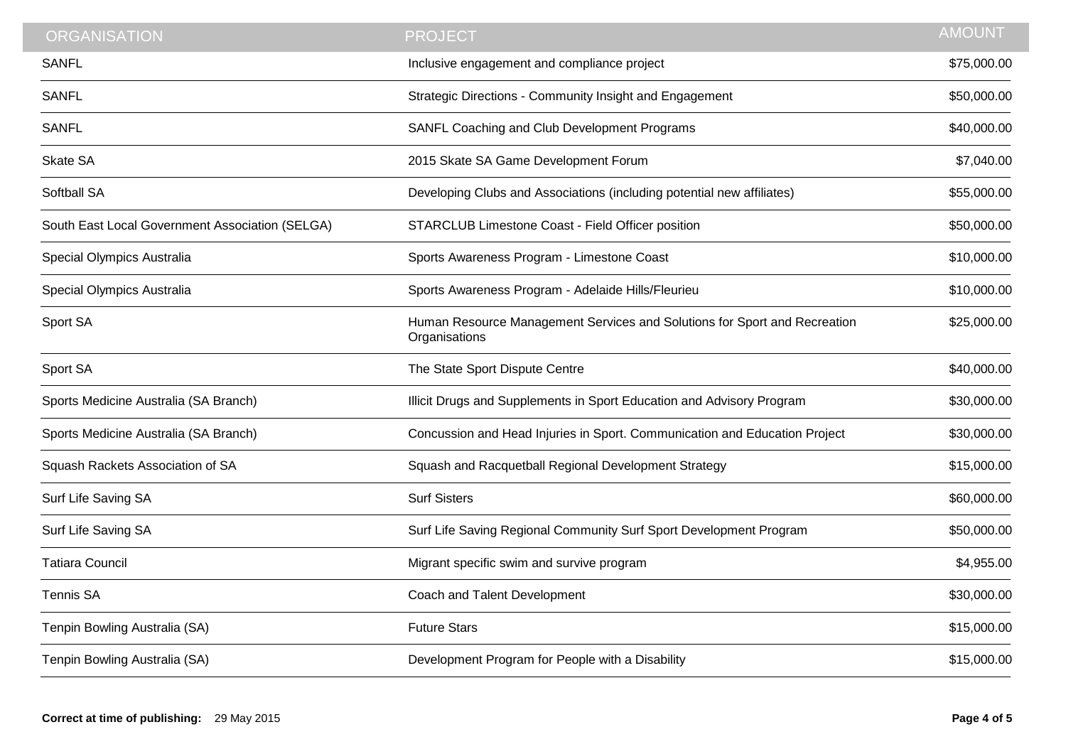| ORGANISATION | PROJECT | AMOUNT |
|---|---|---|
| SANFL | Inclusive engagement and compliance project | \$75,000.00 |
| SANFL | Strategic Directions - Community Insight and Engagement | \$50,000.00 |
| SANFL | SANFL Coaching and Club Development Programs | \$40,000.00 |
| Skate SA | 2015 Skate SA Game Development Forum | \$7,040.00 |
| Softball SA | Developing Clubs and Associations (including potential new affiliates) | \$55,000.00 |
| South East Local Government Association (SELGA) | STARCLUB Limestone Coast - Field Officer position | \$50,000.00 |
| Special Olympics Australia | Sports Awareness Program - Limestone Coast | \$10,000.00 |
| Special Olympics Australia | Sports Awareness Program - Adelaide Hills/Fleurieu | \$10,000.00 |
| Sport SA | Human Resource Management Services and Solutions for Sport and Recreation Organisations | \$25,000.00 |
| Sport SA | The State Sport Dispute Centre | \$40,000.00 |
| Sports Medicine Australia (SA Branch) | Illicit Drugs and Supplements in Sport Education and Advisory Program | \$30,000.00 |
| Sports Medicine Australia (SA Branch) | Concussion and Head Injuries in Sport. Communication and Education Project | \$30,000.00 |
| Squash Rackets Association of SA | Squash and Racquetball Regional Development Strategy | \$15,000.00 |
| Surf Life Saving SA | Surf Sisters | \$60,000.00 |
| Surf Life Saving SA | Surf Life Saving Regional Community Surf Sport Development Program | \$50,000.00 |
| Tatiara Council | Migrant specific swim and survive program | \$4,955.00 |
| Tennis SA | Coach and Talent Development | \$30,000.00 |
| Tenpin Bowling Australia (SA) | Future Stars | \$15,000.00 |
| Tenpin Bowling Australia (SA) | Development Program for People with a Disability | \$15,000.00 |

**Correct at time of publishing:** 29 May 2015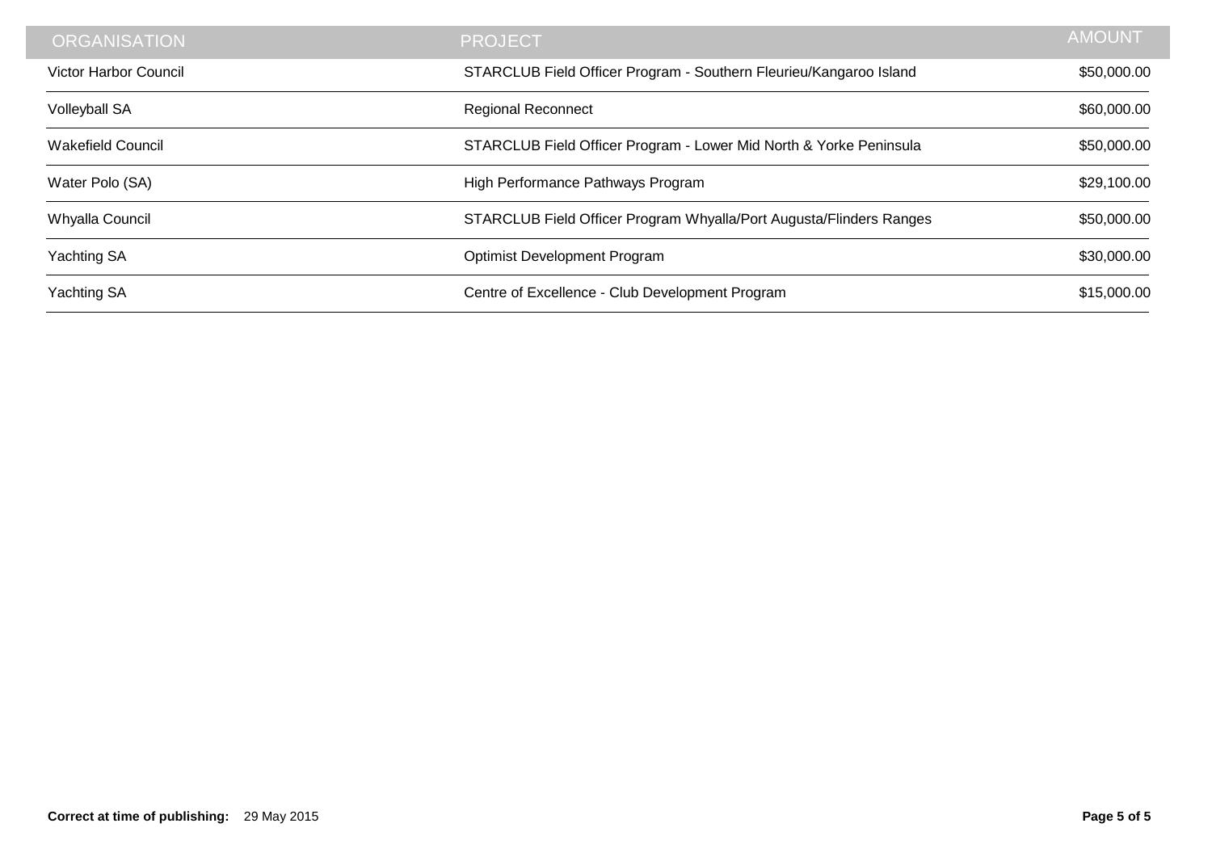| ORGANISATION | PROJECT | AMOUNT |
| --- | --- | --- |
| Victor Harbor Council | STARCLUB Field Officer Program - Southern Fleurieu/Kangaroo Island | $50,000.00 |
| Volleyball SA | Regional Reconnect | $60,000.00 |
| Wakefield Council | STARCLUB Field Officer Program - Lower Mid North & Yorke Peninsula | $50,000.00 |
| Water Polo (SA) | High Performance Pathways Program | $29,100.00 |
| Whyalla Council | STARCLUB Field Officer Program Whyalla/Port Augusta/Flinders Ranges | $50,000.00 |
| Yachting SA | Optimist Development Program | $30,000.00 |
| Yachting SA | Centre of Excellence - Club Development Program | $15,000.00 |

**Correct at time of publishing:** 29 May 2015